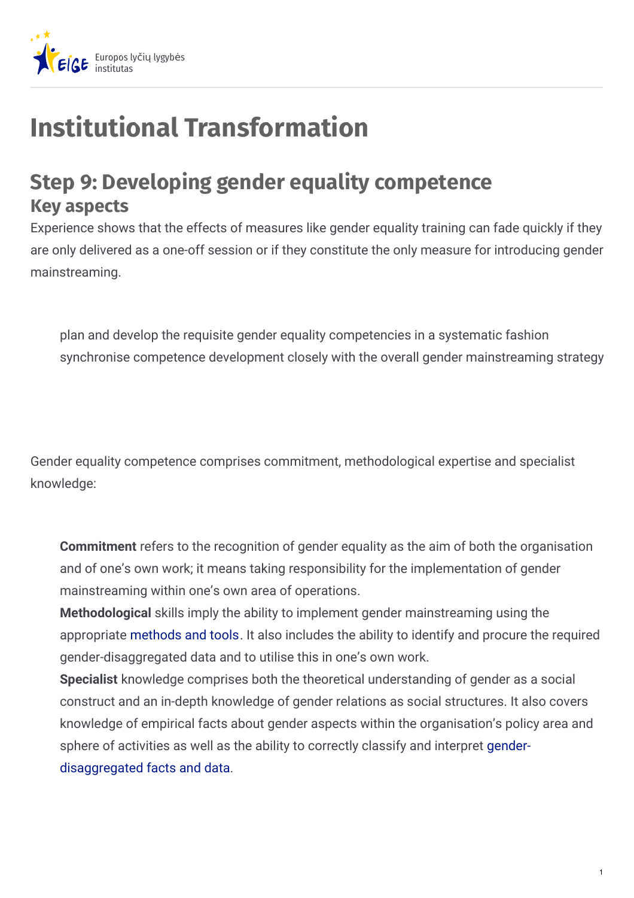# Institutional Transformation

## Step 9: Developing gender equality competence

### Key aspects

Experience shows that the effects of measures like gender equality training can fade quickly if they are only delivered as a one-off session or if they constitute the only measure for introducing gender mainstreaming.

- plan and develop the requisite gender equality competencies in a systematic fashion
- synchronise competence development closely with the overall gender mainstreaming strategy

Gender equality competence comprises commitment, methodological expertise and specialist knowledge:

- **Commitment** refers to the recognition of gender equality as the aim of both the organisation and of one's own work; it means taking responsibility for the implementation of gender mainstreaming within one's own area of operations.
- **Methodological** skills imply the ability to implement gender mainstreaming using the appropriate methods and tools. It also includes the ability to identify and procure the required gender-disaggregated data and to utilise this in one's own work.
- **Specialist** knowledge comprises both the theoretical understanding of gender as a social construct and an in-depth knowledge of gender relations as social structures. It also covers knowledge of empirical facts about gender aspects within the organisation's policy area and sphere of activities as well as the ability to correctly classify and interpret gender-disaggregated facts and data.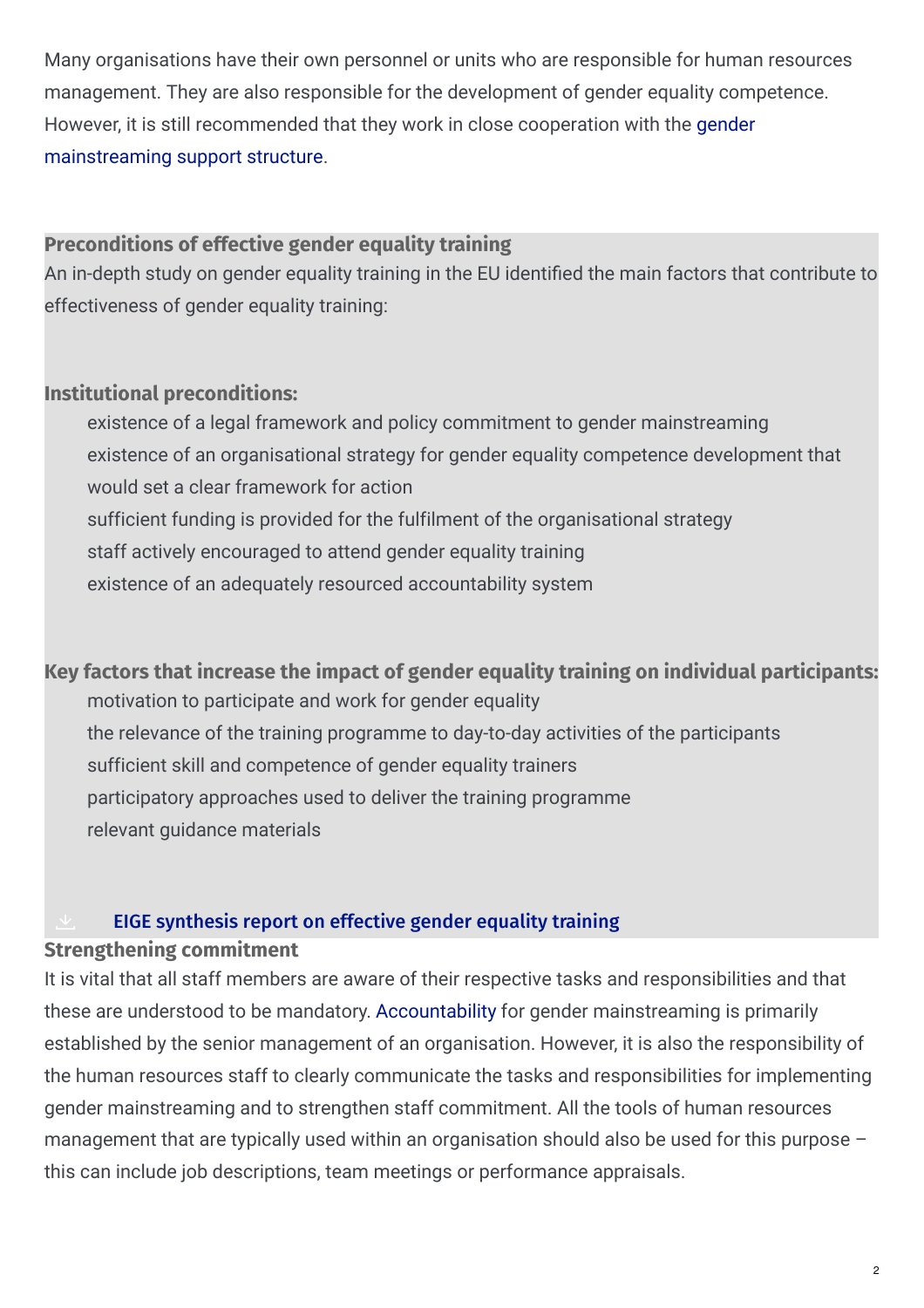Many organisations have their own personnel or units who are responsible for human resources management. They are also responsible for the development of gender equality competence. However, it is still recommended that they work in close cooperation with the gender mainstreaming support structure.

### Preconditions of effective gender equality training

An in-depth study on gender equality training in the EU identified the main factors that contribute to effectiveness of gender equality training:

#### Institutional preconditions:

- existence of a legal framework and policy commitment to gender mainstreaming
- existence of an organisational strategy for gender equality competence development that would set a clear framework for action
- sufficient funding is provided for the fulfilment of the organisational strategy
- staff actively encouraged to attend gender equality training
- existence of an adequately resourced accountability system

#### Key factors that increase the impact of gender equality training on individual participants:

- motivation to participate and work for gender equality
- the relevance of the training programme to day-to-day activities of the participants
- sufficient skill and competence of gender equality trainers
- participatory approaches used to deliver the training programme
- relevant guidance materials

**EIGE synthesis report on effective gender equality training**

### Strengthening commitment

It is vital that all staff members are aware of their respective tasks and responsibilities and that these are understood to be mandatory. Accountability for gender mainstreaming is primarily established by the senior management of an organisation. However, it is also the responsibility of the human resources staff to clearly communicate the tasks and responsibilities for implementing gender mainstreaming and to strengthen staff commitment. All the tools of human resources management that are typically used within an organisation should also be used for this purpose – this can include job descriptions, team meetings or performance appraisals.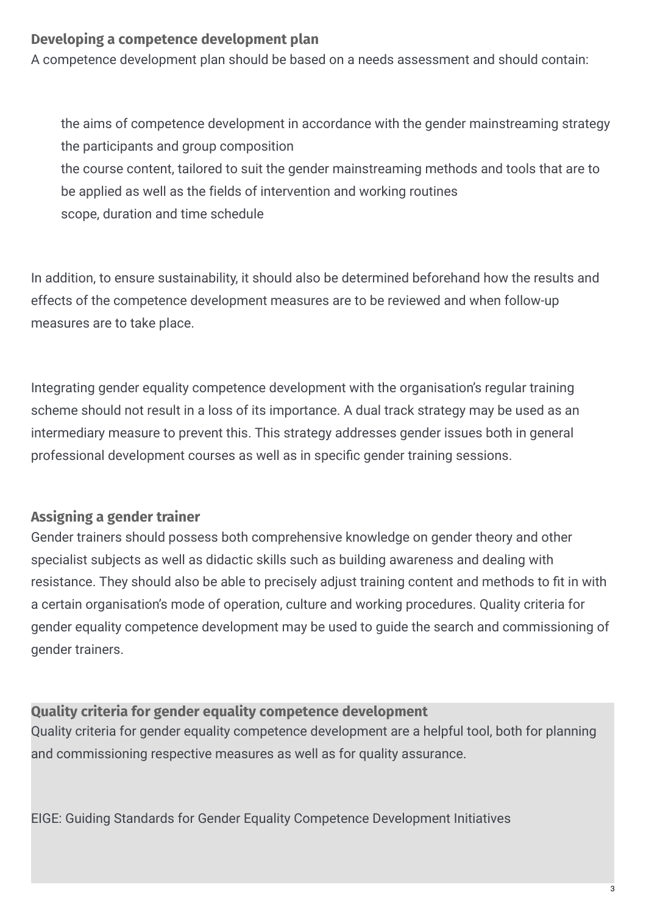### Developing a competence development plan

A competence development plan should be based on a needs assessment and should contain:

- the aims of competence development in accordance with the gender mainstreaming strategy
- the participants and group composition
- the course content, tailored to suit the gender mainstreaming methods and tools that are to be applied as well as the fields of intervention and working routines
- scope, duration and time schedule

In addition, to ensure sustainability, it should also be determined beforehand how the results and effects of the competence development measures are to be reviewed and when follow-up measures are to take place.

Integrating gender equality competence development with the organisation's regular training scheme should not result in a loss of its importance. A dual track strategy may be used as an intermediary measure to prevent this. This strategy addresses gender issues both in general professional development courses as well as in specific gender training sessions.

### Assigning a gender trainer

Gender trainers should possess both comprehensive knowledge on gender theory and other specialist subjects as well as didactic skills such as building awareness and dealing with resistance. They should also be able to precisely adjust training content and methods to fit in with a certain organisation's mode of operation, culture and working procedures. Quality criteria for gender equality competence development may be used to guide the search and commissioning of gender trainers.

### Quality criteria for gender equality competence development

Quality criteria for gender equality competence development are a helpful tool, both for planning and commissioning respective measures as well as for quality assurance.

EIGE: Guiding Standards for Gender Equality Competence Development Initiatives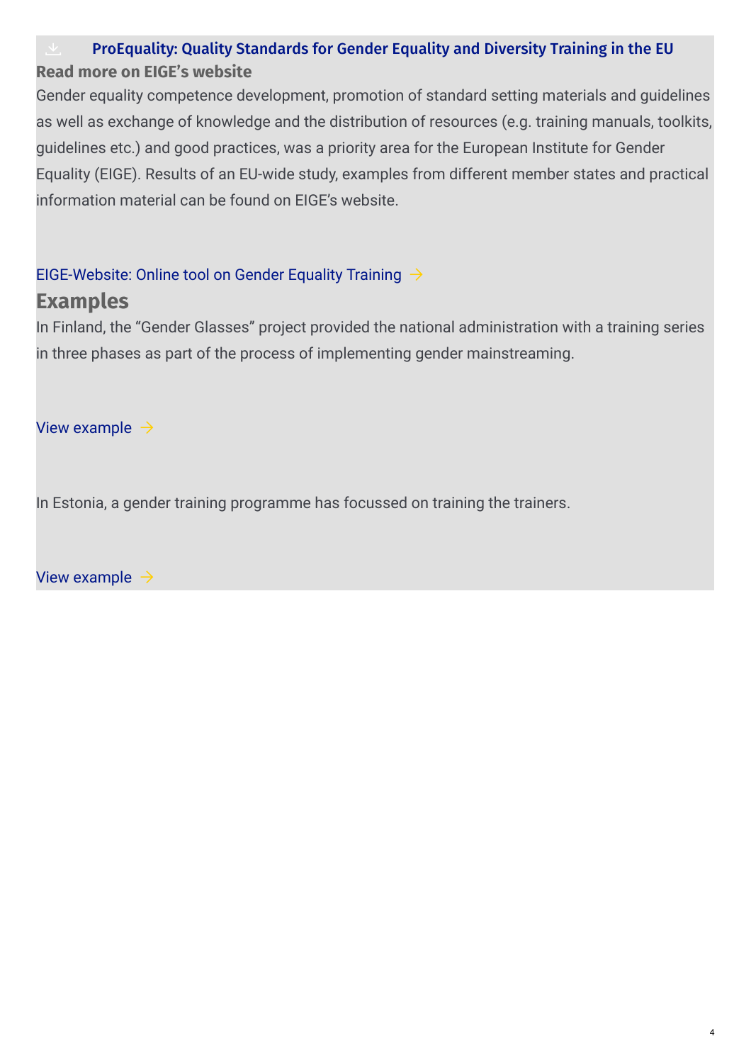ProEquality: Quality Standards for Gender Equality and Diversity Training in the EU

### Read more on EIGE's website

Gender equality competence development, promotion of standard setting materials and guidelines as well as exchange of knowledge and the distribution of resources (e.g. training manuals, toolkits, guidelines etc.) and good practices, was a priority area for the European Institute for Gender Equality (EIGE). Results of an EU-wide study, examples from different member states and practical information material can be found on EIGE's website.

EIGE-Website: Online tool on Gender Equality Training →

## Examples

In Finland, the "Gender Glasses" project provided the national administration with a training series in three phases as part of the process of implementing gender mainstreaming.

View example →

In Estonia, a gender training programme has focussed on training the trainers.

View example →